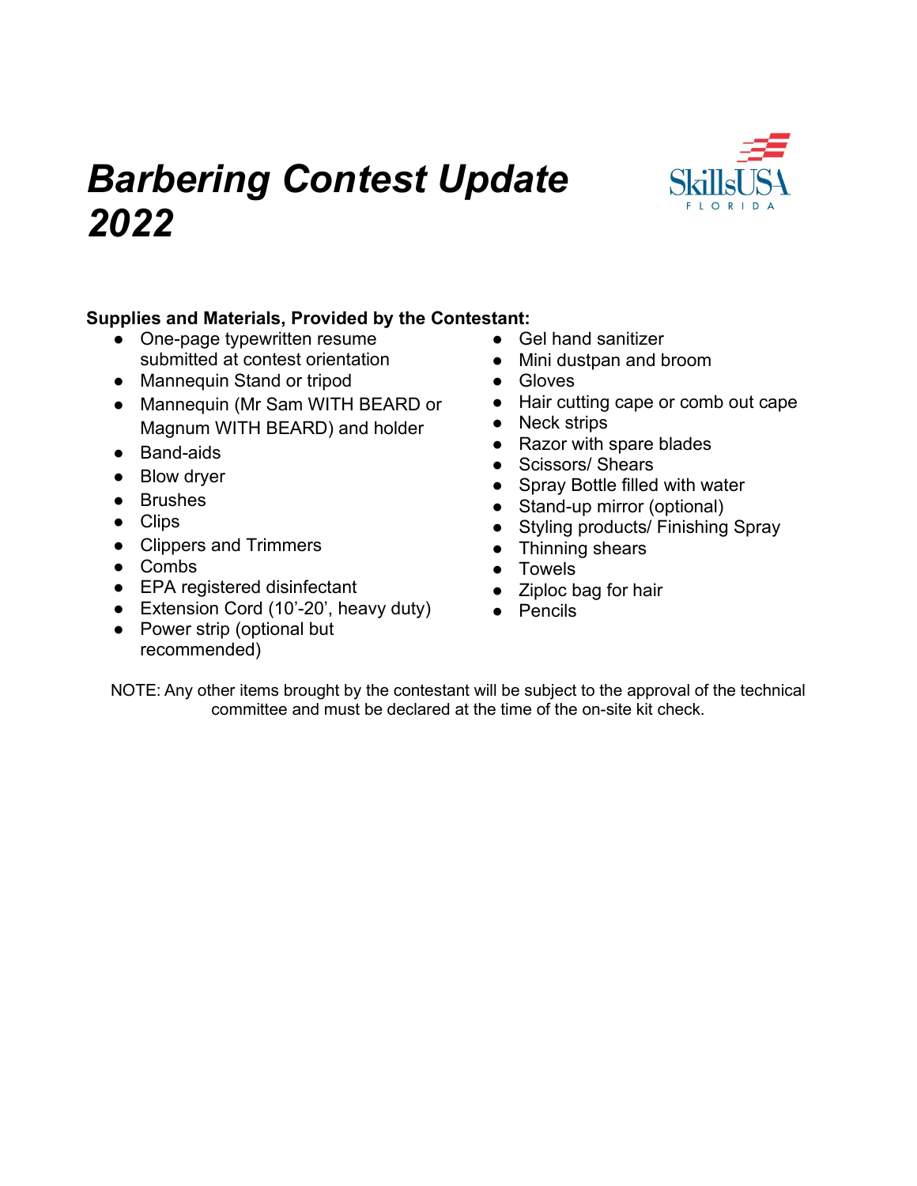# *Barbering Contest Update 2022*

SkillsUSA FLORIDA

**Supplies and Materials, Provided by the Contestant:**

- One-page typewritten resume submitted at contest orientation
- Mannequin Stand or tripod
- Mannequin (Mr Sam WITH BEARD or Magnum WITH BEARD) and holder
- Band-aids
- Blow dryer
- Brushes
- Clips
- Clippers and Trimmers
- Combs
- EPA registered disinfectant
- Extension Cord (10'-20', heavy duty)
- Power strip (optional but recommended)
- Gel hand sanitizer
- Mini dustpan and broom
- Gloves
- Hair cutting cape or comb out cape
- Neck strips
- Razor with spare blades
- Scissors/ Shears
- Spray Bottle filled with water
- Stand-up mirror (optional)
- Styling products/ Finishing Spray
- Thinning shears
- Towels
- Ziploc bag for hair
- Pencils

NOTE: Any other items brought by the contestant will be subject to the approval of the technical committee and must be declared at the time of the on-site kit check.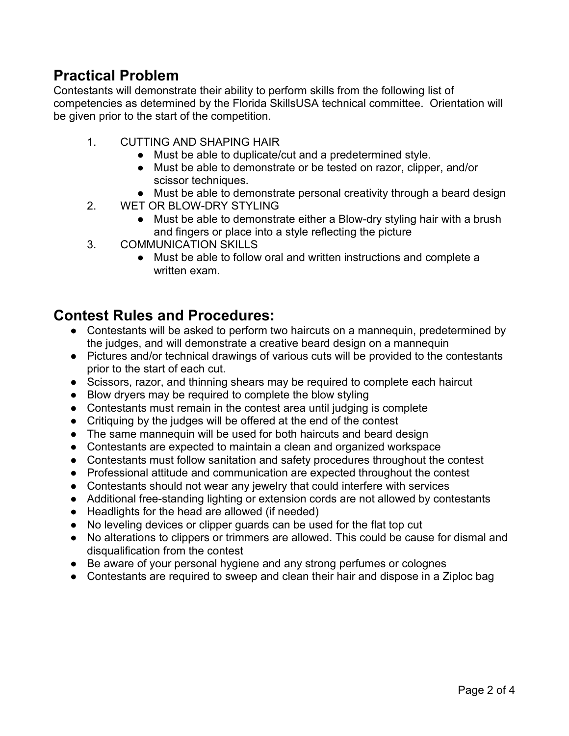## Practical Problem

Contestants will demonstrate their ability to perform skills from the following list of competencies as determined by the Florida SkillsUSA technical committee. Orientation will be given prior to the start of the competition.

1. CUTTING AND SHAPING HAIR
   - Must be able to duplicate/cut and a predetermined style.
   - Must be able to demonstrate or be tested on razor, clipper, and/or scissor techniques.
   - Must be able to demonstrate personal creativity through a beard design
2. WET OR BLOW-DRY STYLING
   - Must be able to demonstrate either a Blow-dry styling hair with a brush and fingers or place into a style reflecting the picture
3. COMMUNICATION SKILLS
   - Must be able to follow oral and written instructions and complete a written exam.

## Contest Rules and Procedures:

- Contestants will be asked to perform two haircuts on a mannequin, predetermined by the judges, and will demonstrate a creative beard design on a mannequin
- Pictures and/or technical drawings of various cuts will be provided to the contestants prior to the start of each cut.
- Scissors, razor, and thinning shears may be required to complete each haircut
- Blow dryers may be required to complete the blow styling
- Contestants must remain in the contest area until judging is complete
- Critiquing by the judges will be offered at the end of the contest
- The same mannequin will be used for both haircuts and beard design
- Contestants are expected to maintain a clean and organized workspace
- Contestants must follow sanitation and safety procedures throughout the contest
- Professional attitude and communication are expected throughout the contest
- Contestants should not wear any jewelry that could interfere with services
- Additional free-standing lighting or extension cords are not allowed by contestants
- Headlights for the head are allowed (if needed)
- No leveling devices or clipper guards can be used for the flat top cut
- No alterations to clippers or trimmers are allowed. This could be cause for dismal and disqualification from the contest
- Be aware of your personal hygiene and any strong perfumes or colognes
- Contestants are required to sweep and clean their hair and dispose in a Ziploc bag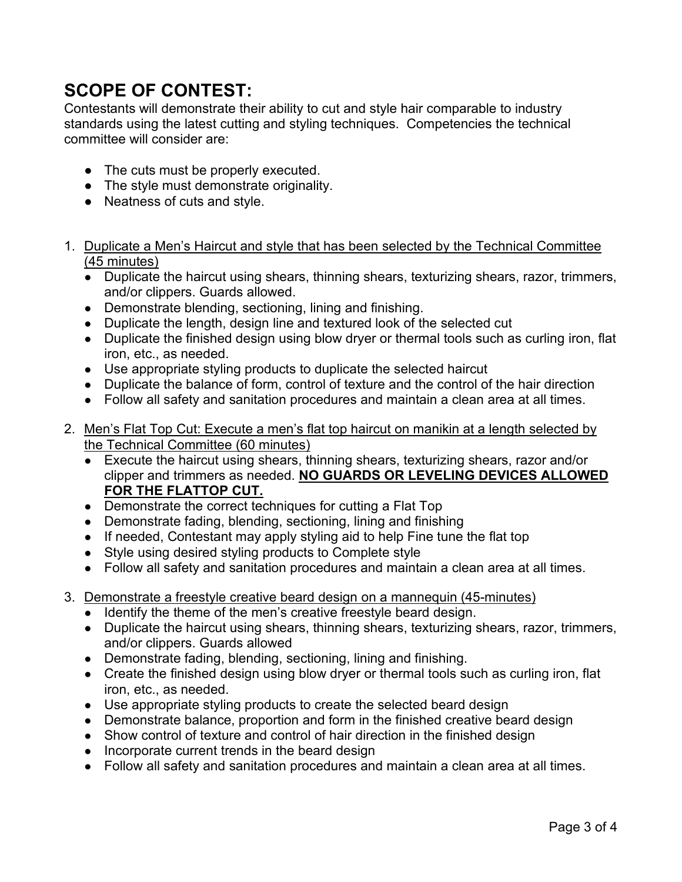## SCOPE OF CONTEST:

Contestants will demonstrate their ability to cut and style hair comparable to industry standards using the latest cutting and styling techniques. Competencies the technical committee will consider are:

- The cuts must be properly executed.
- The style must demonstrate originality.
- Neatness of cuts and style.

1. <u>Duplicate a Men's Haircut and style that has been selected by the Technical Committee (45 minutes)</u>
   - Duplicate the haircut using shears, thinning shears, texturizing shears, razor, trimmers, and/or clippers. Guards allowed.
   - Demonstrate blending, sectioning, lining and finishing.
   - Duplicate the length, design line and textured look of the selected cut
   - Duplicate the finished design using blow dryer or thermal tools such as curling iron, flat iron, etc., as needed.
   - Use appropriate styling products to duplicate the selected haircut
   - Duplicate the balance of form, control of texture and the control of the hair direction
   - Follow all safety and sanitation procedures and maintain a clean area at all times.

2. <u>Men's Flat Top Cut: Execute a men's flat top haircut on manikin at a length selected by the Technical Committee (60 minutes)</u>
   - Execute the haircut using shears, thinning shears, texturizing shears, razor and/or clipper and trimmers as needed. **<u>NO GUARDS OR LEVELING DEVICES ALLOWED FOR THE FLATTOP CUT.</u>**
   - Demonstrate the correct techniques for cutting a Flat Top
   - Demonstrate fading, blending, sectioning, lining and finishing
   - If needed, Contestant may apply styling aid to help Fine tune the flat top
   - Style using desired styling products to Complete style
   - Follow all safety and sanitation procedures and maintain a clean area at all times.

3. <u>Demonstrate a freestyle creative beard design on a mannequin (45-minutes)</u>
   - Identify the theme of the men's creative freestyle beard design.
   - Duplicate the haircut using shears, thinning shears, texturizing shears, razor, trimmers, and/or clippers. Guards allowed
   - Demonstrate fading, blending, sectioning, lining and finishing.
   - Create the finished design using blow dryer or thermal tools such as curling iron, flat iron, etc., as needed.
   - Use appropriate styling products to create the selected beard design
   - Demonstrate balance, proportion and form in the finished creative beard design
   - Show control of texture and control of hair direction in the finished design
   - Incorporate current trends in the beard design
   - Follow all safety and sanitation procedures and maintain a clean area at all times.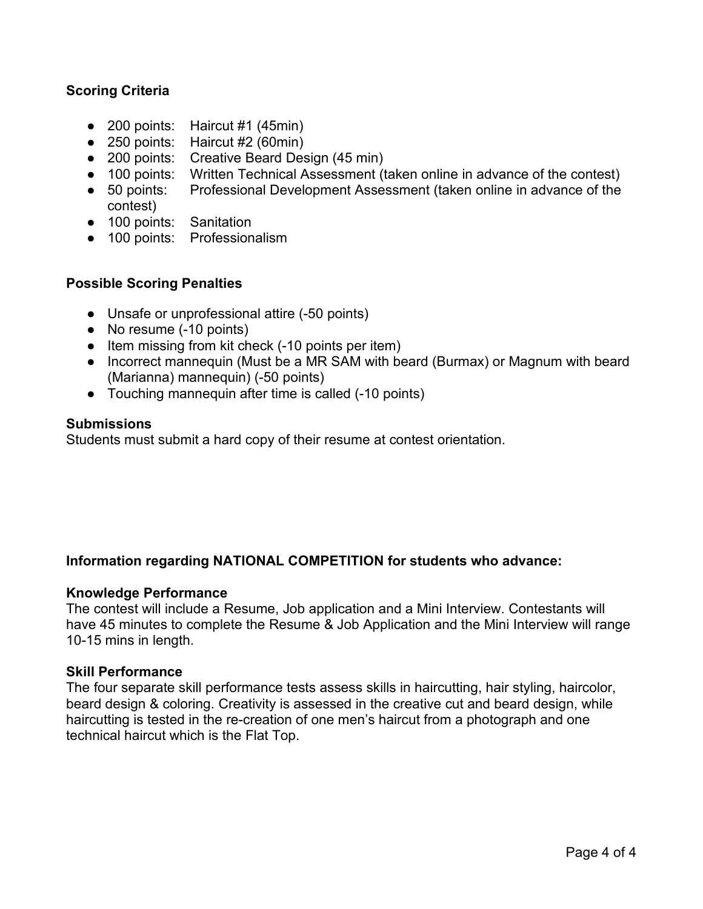**Scoring Criteria**

- 200 points: Haircut #1 (45min)
- 250 points: Haircut #2 (60min)
- 200 points: Creative Beard Design (45 min)
- 100 points: Written Technical Assessment (taken online in advance of the contest)
- 50 points: Professional Development Assessment (taken online in advance of the contest)
- 100 points: Sanitation
- 100 points: Professionalism

**Possible Scoring Penalties**

- Unsafe or unprofessional attire (-50 points)
- No resume (-10 points)
- Item missing from kit check (-10 points per item)
- Incorrect mannequin (Must be a MR SAM with beard (Burmax) or Magnum with beard (Marianna) mannequin) (-50 points)
- Touching mannequin after time is called (-10 points)

**Submissions**
Students must submit a hard copy of their resume at contest orientation.

**Information regarding NATIONAL COMPETITION for students who advance:**

**Knowledge Performance**
The contest will include a Resume, Job application and a Mini Interview. Contestants will have 45 minutes to complete the Resume & Job Application and the Mini Interview will range 10-15 mins in length.

**Skill Performance**
The four separate skill performance tests assess skills in haircutting, hair styling, haircolor, beard design & coloring. Creativity is assessed in the creative cut and beard design, while haircutting is tested in the re-creation of one men's haircut from a photograph and one technical haircut which is the Flat Top.